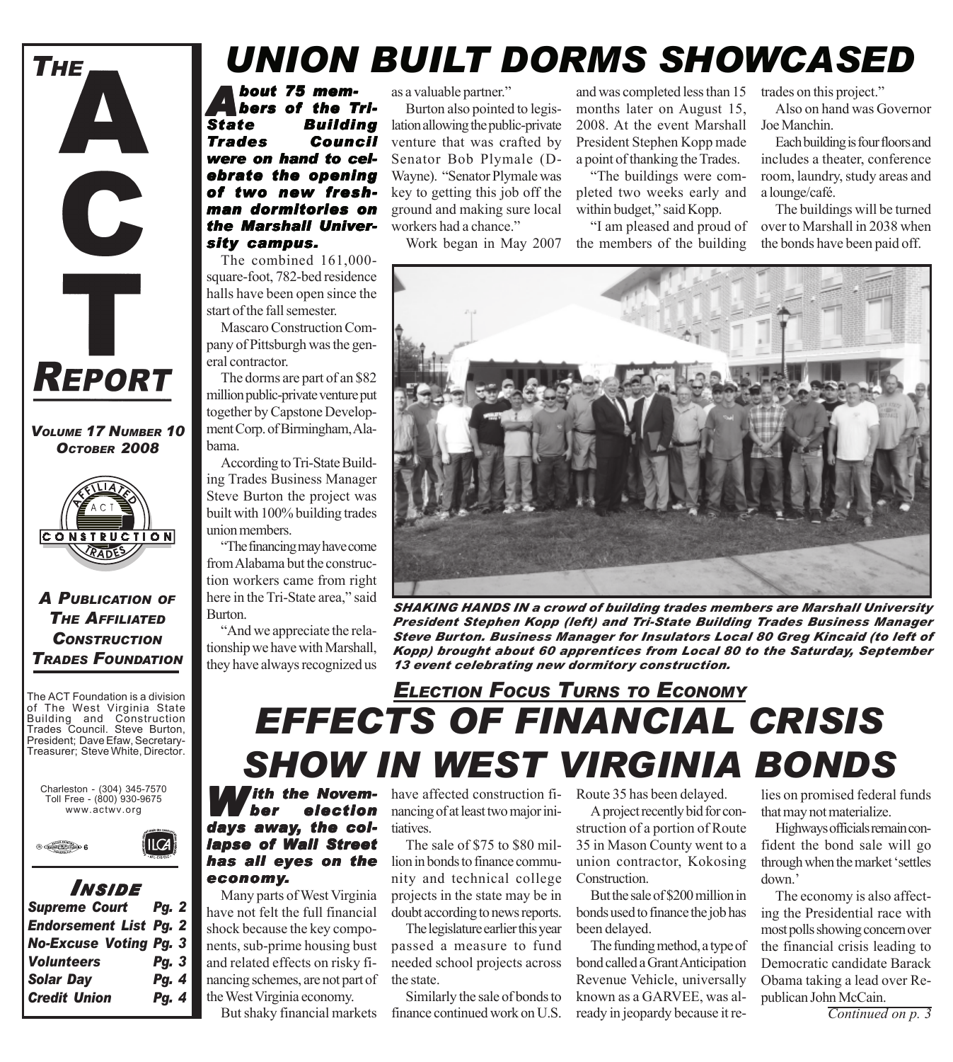# THE ACT REPORT

*VOLUME 17 NUMBER 10*
*OCTOBER 2008*

***A PUBLICATION OF THE AFFILIATED CONSTRUCTION TRADES FOUNDATION***

The ACT Foundation is a division of The West Virginia State Building and Construction Trades Council. Steve Burton, President; Dave Efaw, Secretary-Treasurer; Steve White, Director.

Charleston - (304) 345-7570
Toll Free - (800) 930-9675
www.actwv.org

## INSIDE

| | |
|---|---|
| **Supreme Court** | **Pg. 2** |
| **Endorsement List** | **Pg. 2** |
| **No-Excuse Voting** | **Pg. 3** |
| **Volunteers** | **Pg. 3** |
| **Solar Day** | **Pg. 4** |
| **Credit Union** | **Pg. 4** |

# UNION BUILT DORMS SHOWCASED

***About 75 members of the Tri-State Building Trades Council were on hand to celebrate the opening of two new freshman dormitories on the Marshall University campus.***

The combined 161,000-square-foot, 782-bed residence halls have been open since the start of the fall semester.

Mascaro Construction Company of Pittsburgh was the general contractor.

The dorms are part of an $82 million public-private venture put together by Capstone Development Corp. of Birmingham, Alabama.

According to Tri-State Building Trades Business Manager Steve Burton the project was built with 100% building trades union members.

"The financing may have come from Alabama but the construction workers came from right here in the Tri-State area," said Burton.

"And we appreciate the relationship we have with Marshall, they have always recognized us as a valuable partner."

Burton also pointed to legislation allowing the public-private venture that was crafted by Senator Bob Plymale (D-Wayne). "Senator Plymale was key to getting this job off the ground and making sure local workers had a chance."

Work began in May 2007 and was completed less than 15 months later on August 15, 2008. At the event Marshall President Stephen Kopp made a point of thanking the Trades.

"The buildings were completed two weeks early and within budget," said Kopp.

"I am pleased and proud of the members of the building trades on this project."

Also on hand was Governor Joe Manchin.

Each building is four floors and includes a theater, conference room, laundry, study areas and a lounge/café.

The buildings will be turned over to Marshall in 2038 when the bonds have been paid off.

***SHAKING HANDS IN a crowd of building trades members are Marshall University President Stephen Kopp (left) and Tri-State Building Trades Business Manager Steve Burton. Business Manager for Insulators Local 80 Greg Kincaid (to left of Kopp) brought about 60 apprentices from Local 80 to the Saturday, September 13 event celebrating new dormitory construction.***

## *ELECTION FOCUS TURNS TO ECONOMY*

# EFFECTS OF FINANCIAL CRISIS SHOW IN WEST VIRGINIA BONDS

***With the November election days away, the collapse of Wall Street has all eyes on the economy.***

Many parts of West Virginia have not felt the full financial shock because the key components, sub-prime housing bust and related effects on risky financing schemes, are not part of the West Virginia economy.

But shaky financial markets have affected construction financing of at least two major initiatives.

The sale of $75 to $80 million in bonds to finance community and technical college projects in the state may be in doubt according to news reports.

The legislature earlier this year passed a measure to fund needed school projects across the state.

Similarly the sale of bonds to finance continued work on U.S. Route 35 has been delayed.

A project recently bid for construction of a portion of Route 35 in Mason County went to a union contractor, Kokosing Construction.

But the sale of $200 million in bonds used to finance the job has been delayed.

The funding method, a type of bond called a Grant Anticipation Revenue Vehicle, universally known as a GARVEE, was already in jeopardy because it relies on promised federal funds that may not materialize.

Highways officials remain confident the bond sale will go through when the market 'settles down.'

The economy is also affecting the Presidential race with most polls showing concern over the financial crisis leading to Democratic candidate Barack Obama taking a lead over Republican John McCain.

*Continued on p. 3*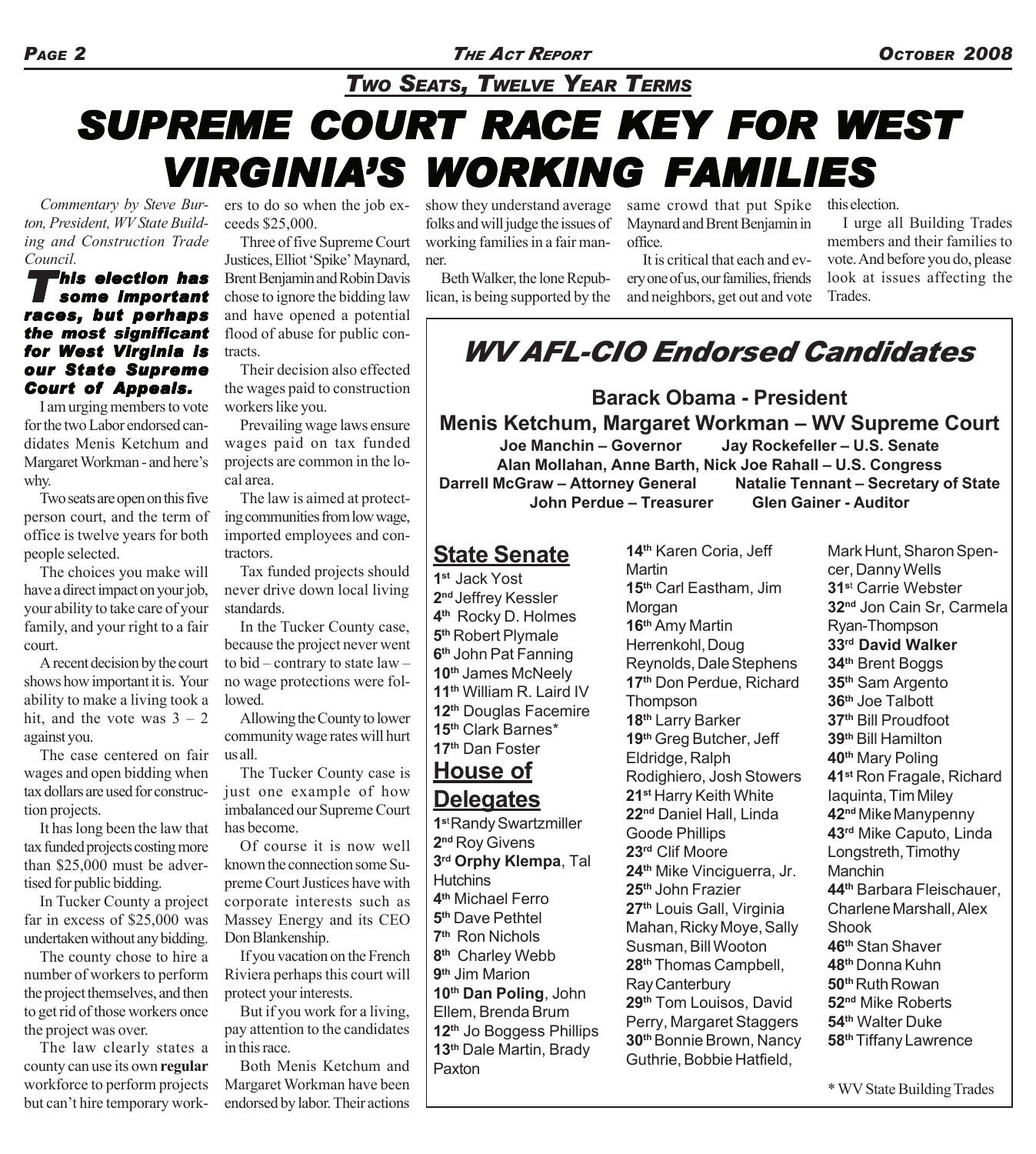### *Two Seats, Twelve Year Terms*

# SUPREME COURT RACE KEY FOR WEST VIRGINIA'S WORKING FAMILIES

*Commentary by Steve Burton, President, WV State Building and Construction Trade Council.*

***This election has some important races, but perhaps the most significant for West Virginia is our State Supreme Court of Appeals.***

I am urging members to vote for the two Labor endorsed candidates Menis Ketchum and Margaret Workman - and here's why.

Two seats are open on this five person court, and the term of office is twelve years for both people selected.

The choices you make will have a direct impact on your job, your ability to take care of your family, and your right to a fair court.

A recent decision by the court shows how important it is. Your ability to make a living took a hit, and the vote was 3 – 2 against you.

The case centered on fair wages and open bidding when tax dollars are used for construction projects.

It has long been the law that tax funded projects costing more than $25,000 must be advertised for public bidding.

In Tucker County a project far in excess of $25,000 was undertaken without any bidding.

The county chose to hire a number of workers to perform the project themselves, and then to get rid of those workers once the project was over.

The law clearly states a county can use its own **regular** workforce to perform projects but can't hire temporary workers to do so when the job exceeds $25,000.

Three of five Supreme Court Justices, Elliot 'Spike' Maynard, Brent Benjamin and Robin Davis chose to ignore the bidding law and have opened a potential flood of abuse for public contracts.

Their decision also effected the wages paid to construction workers like you.

Prevailing wage laws ensure wages paid on tax funded projects are common in the local area.

The law is aimed at protecting communities from low wage, imported employees and contractors.

Tax funded projects should never drive down local living standards.

In the Tucker County case, because the project never went to bid – contrary to state law – no wage protections were followed.

Allowing the County to lower community wage rates will hurt us all.

The Tucker County case is just one example of how imbalanced our Supreme Court has become.

Of course it is now well known the connection some Supreme Court Justices have with corporate interests such as Massey Energy and its CEO Don Blankenship.

If you vacation on the French Riviera perhaps this court will protect your interests.

But if you work for a living, pay attention to the candidates in this race.

Both Menis Ketchum and Margaret Workman have been endorsed by labor. Their actions show they understand average folks and will judge the issues of working families in a fair manner.

Beth Walker, the lone Republican, is being supported by the same crowd that put Spike Maynard and Brent Benjamin in office.

It is critical that each and every one of us, our families, friends and neighbors, get out and vote this election.

I urge all Building Trades members and their families to vote. And before you do, please look at issues affecting the Trades.

## WV AFL-CIO Endorsed Candidates

**Barack Obama - President**

**Menis Ketchum, Margaret Workman – WV Supreme Court**

**Joe Manchin – Governor** | **Jay Rockefeller – U.S. Senate**

**Alan Mollahan, Anne Barth, Nick Joe Rahall – U.S. Congress**

**Darrell McGraw – Attorney General** | **Natalie Tennant – Secretary of State**

**John Perdue – Treasurer** | **Glen Gainer - Auditor**

### State Senate

**1st** Jack Yost
**2nd** Jeffrey Kessler
**4th** Rocky D. Holmes
**5th** Robert Plymale
**6th** John Pat Fanning
**10th** James McNeely
**11th** William R. Laird IV
**12th** Douglas Facemire
**15th** Clark Barnes*
**17th** Dan Foster

### House of Delegates

**1st** Randy Swartzmiller
**2nd** Roy Givens
**3rd** **Orphy Klempa**, Tal Hutchins
**4th** Michael Ferro
**5th** Dave Pethtel
**7th** Ron Nichols
**8th** Charley Webb
**9th** Jim Marion
**10th** **Dan Poling**, John Ellem, Brenda Brum
**12th** Jo Boggess Phillips
**13th** Dale Martin, Brady Paxton
**14th** Karen Coria, Jeff Martin
**15th** Carl Eastham, Jim Morgan
**16th** Amy Martin Herrenkohl, Doug Reynolds, Dale Stephens
**17th** Don Perdue, Richard Thompson
**18th** Larry Barker
**19th** Greg Butcher, Jeff Eldridge, Ralph Rodighiero, Josh Stowers
**21st** Harry Keith White
**22nd** Daniel Hall, Linda Goode Phillips
**23rd** Clif Moore
**24th** Mike Vinciguerra, Jr.
**25th** John Frazier
**27th** Louis Gall, Virginia Mahan, Ricky Moye, Sally Susman, Bill Wooton
**28th** Thomas Campbell, Ray Canterbury
**29th** Tom Louisos, David Perry, Margaret Staggers
**30th** Bonnie Brown, Nancy Guthrie, Bobbie Hatfield, Mark Hunt, Sharon Spencer, Danny Wells
**31st** Carrie Webster
**32nd** Jon Cain Sr, Carmela Ryan-Thompson
**33rd** **David Walker**
**34th** Brent Boggs
**35th** Sam Argento
**36th** Joe Talbott
**37th** Bill Proudfoot
**39th** Bill Hamilton
**40th** Mary Poling
**41st** Ron Fragale, Richard Iaquinta, Tim Miley
**42nd** Mike Manypenny
**43rd** Mike Caputo, Linda Longstreth, Timothy Manchin
**44th** Barbara Fleischauer, Charlene Marshall, Alex Shook
**46th** Stan Shaver
**48th** Donna Kuhn
**50th** Ruth Rowan
**52nd** Mike Roberts
**54th** Walter Duke
**58th** Tiffany Lawrence

* WV State Building Trades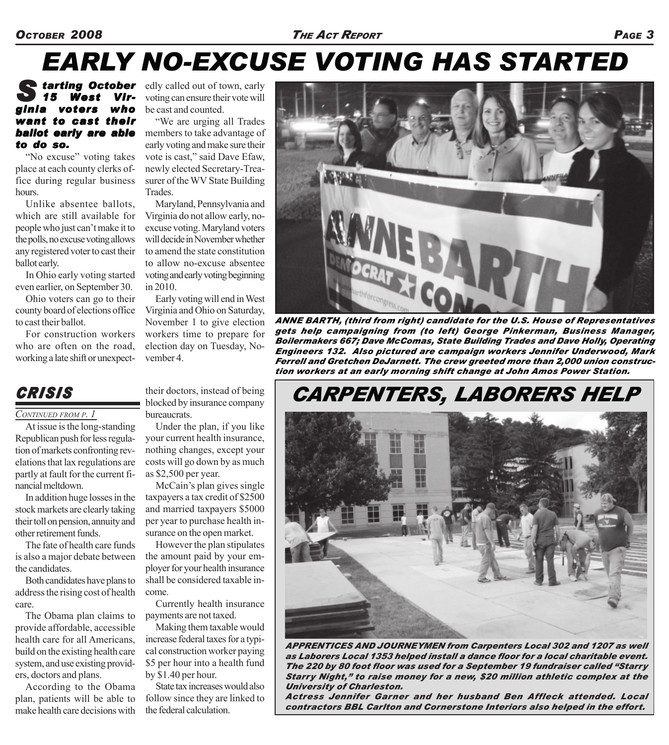# EARLY NO-EXCUSE VOTING HAS STARTED

**Starting October 15 West Virginia voters who want to cast their ballot early are able to do so.**

"No excuse" voting takes place at each county clerks office during regular business hours.

Unlike absentee ballots, which are still available for people who just can't make it to the polls, no excuse voting allows any registered voter to cast their ballot early.

In Ohio early voting started even earlier, on September 30.

Ohio voters can go to their county board of elections office to cast their ballot.

For construction workers who are often on the road, working a late shift or unexpectedly called out of town, early voting can ensure their vote will be cast and counted.

"We are urging all Trades members to take advantage of early voting and make sure their vote is cast," said Dave Efaw, newly elected Secretary-Treasurer of the WV State Building Trades.

Maryland, Pennsylvania and Virginia do not allow early, no-excuse voting. Maryland voters will decide in November whether to amend the state constitution to allow no-excuse absentee voting and early voting beginning in 2010.

Early voting will end in West Virginia and Ohio on Saturday, November 1 to give election workers time to prepare for election day on Tuesday, November 4.

***ANNE BARTH, (third from right) candidate for the U.S. House of Representatives gets help campaigning from (to left) George Pinkerman, Business Manager, Boilermakers 667; Dave McComas, State Building Trades and Dave Holly, Operating Engineers 132. Also pictured are campaign workers Jennifer Underwood, Mark Ferrell and Gretchen DeJarnett. The crew greeted more than 2,000 union construction workers at an early morning shift change at John Amos Power Station.***

## CRISIS

*CONTINUED FROM P. 1*

At issue is the long-standing Republican push for less regulation of markets confronting revelations that lax regulations are partly at fault for the current financial meltdown.

In addition huge losses in the stock markets are clearly taking their toll on pension, annuity and other retirement funds.

The fate of health care funds is also a major debate between the candidates.

Both candidates have plans to address the rising cost of health care.

The Obama plan claims to provide affordable, accessible health care for all Americans, build on the existing health care system, and use existing providers, doctors and plans.

According to the Obama plan, patients will be able to make health care decisions with their doctors, instead of being blocked by insurance company bureaucrats.

Under the plan, if you like your current health insurance, nothing changes, except your costs will go down by as much as $2,500 per year.

McCain's plan gives single taxpayers a tax credit of $2500 and married taxpayers $5000 per year to purchase health insurance on the open market.

However the plan stipulates the amount paid by your employer for your health insurance shall be considered taxable income.

Currently health insurance payments are not taxed.

Making them taxable would increase federal taxes for a typical construction worker paying $5 per hour into a health fund by $1.40 per hour.

State tax increases would also follow since they are linked to the federal calculation.

## CARPENTERS, LABORERS HELP

***APPRENTICES AND JOURNEYMEN from Carpenters Local 302 and 1207 as well as Laborers Local 1353 helped install a dance floor for a local charitable event. The 220 by 80 foot floor was used for a September 19 fundraiser called "Starry Starry Night," to raise money for a new, $20 million athletic complex at the University of Charleston.***

***Actress Jennifer Garner and her husband Ben Affleck attended. Local contractors BBL Carlton and Cornerstone Interiors also helped in the effort.***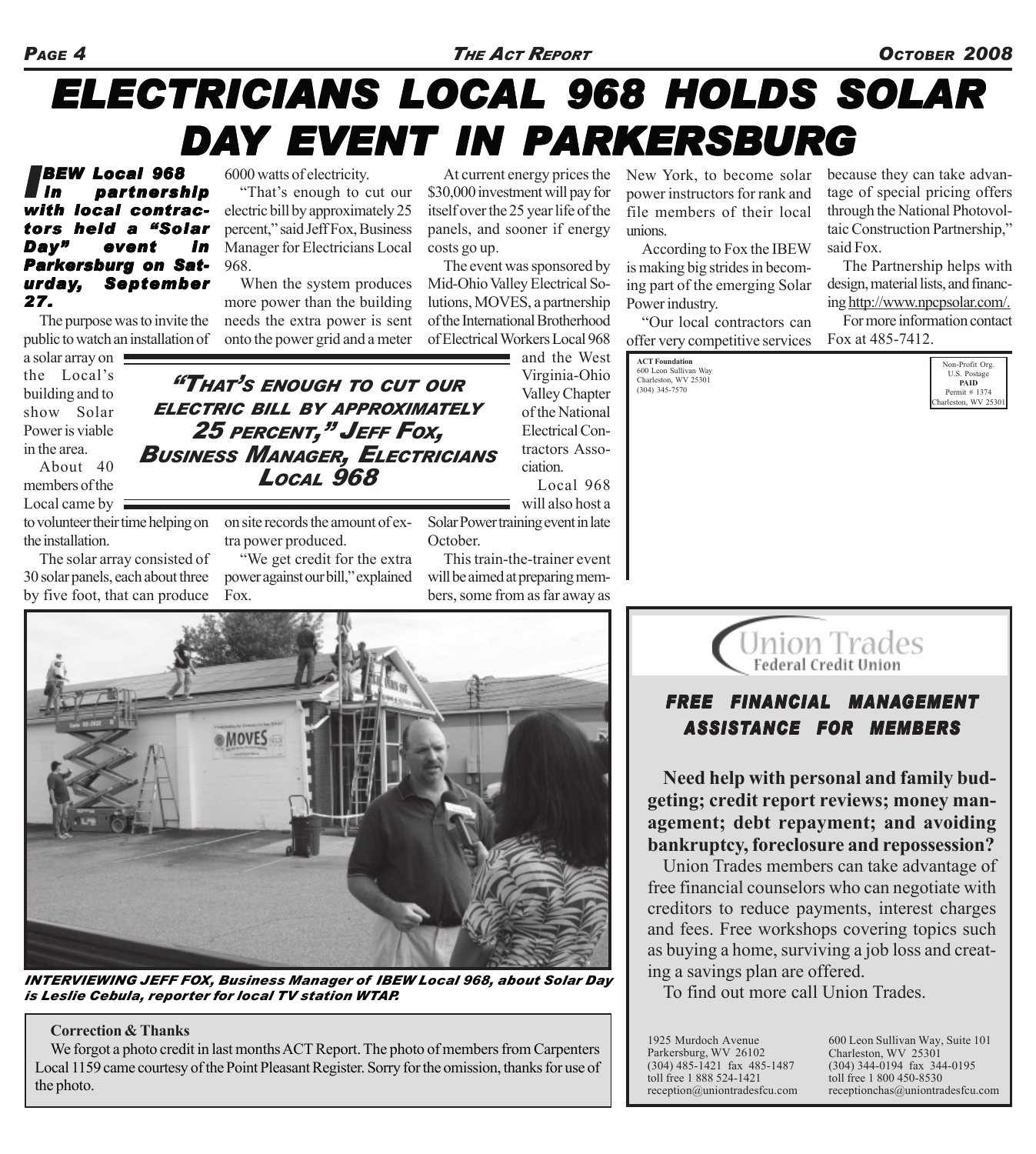# ELECTRICIANS LOCAL 968 HOLDS SOLAR DAY EVENT IN PARKERSBURG

***IBEW Local 968 in partnership with local contractors held a "Solar Day" event in Parkersburg on Saturday, September 27.***

The purpose was to invite the public to watch an installation of a solar array on the Local's building and to show Solar Power is viable in the area.

About 40 members of the Local came by to volunteer their time helping on the installation.

The solar array consisted of 30 solar panels, each about three by five foot, that can produce 6000 watts of electricity.

"That's enough to cut our electric bill by approximately 25 percent," said Jeff Fox, Business Manager for Electricians Local 968.

When the system produces more power than the building needs the extra power is sent onto the power grid and a meter on site records the amount of extra power produced.

"We get credit for the extra power against our bill," explained Fox.

> ***"That's enough to cut our electric bill by approximately 25 percent," Jeff Fox, Business Manager, Electricians Local 968***

At current energy prices the $30,000 investment will pay for itself over the 25 year life of the panels, and sooner if energy costs go up.

The event was sponsored by Mid-Ohio Valley Electrical Solutions, MOVES, a partnership of the International Brotherhood of Electrical Workers Local 968 and the West Virginia-Ohio Valley Chapter of the National Electrical Contractors Association.

Local 968 will also host a Solar Power training event in late October.

This train-the-trainer event will be aimed at preparing members, some from as far away as New York, to become solar power instructors for rank and file members of their local unions.

According to Fox the IBEW is making big strides in becoming part of the emerging Solar Power industry.

"Our local contractors can offer very competitive services because they can take advantage of special pricing offers through the National Photovoltaic Construction Partnership," said Fox.

The Partnership helps with design, material lists, and financing http://www.npcpsolar.com/.

For more information contact Fox at 485-7412.

***INTERVIEWING JEFF FOX, Business Manager of IBEW Local 968, about Solar Day is Leslie Cebula, reporter for local TV station WTAP.***

**Correction & Thanks**

We forgot a photo credit in last months ACT Report. The photo of members from Carpenters Local 1159 came courtesy of the Point Pleasant Register. Sorry for the omission, thanks for use of the photo.

**ACT Foundation**
600 Leon Sullivan Way
Charleston, WV 25301
(304) 345-7570

Non-Profit Org.
U.S. Postage
**PAID**
Permit # 1374
Charleston, WV 25301

Union Trades
Federal Credit Union

***FREE FINANCIAL MANAGEMENT ASSISTANCE FOR MEMBERS***

**Need help with personal and family budgeting; credit report reviews; money management; debt repayment; and avoiding bankruptcy, foreclosure and repossession?**

Union Trades members can take advantage of free financial counselors who can negotiate with creditors to reduce payments, interest charges and fees. Free workshops covering topics such as buying a home, surviving a job loss and creating a savings plan are offered.

To find out more call Union Trades.

1925 Murdoch Avenue
Parkersburg, WV 26102
(304) 485-1421 fax 485-1487
toll free 1 888 524-1421
reception@uniontradesfcu.com

600 Leon Sullivan Way, Suite 101
Charleston, WV 25301
(304) 344-0194 fax 344-0195
toll free 1 800 450-8530
receptionchas@uniontradesfcu.com